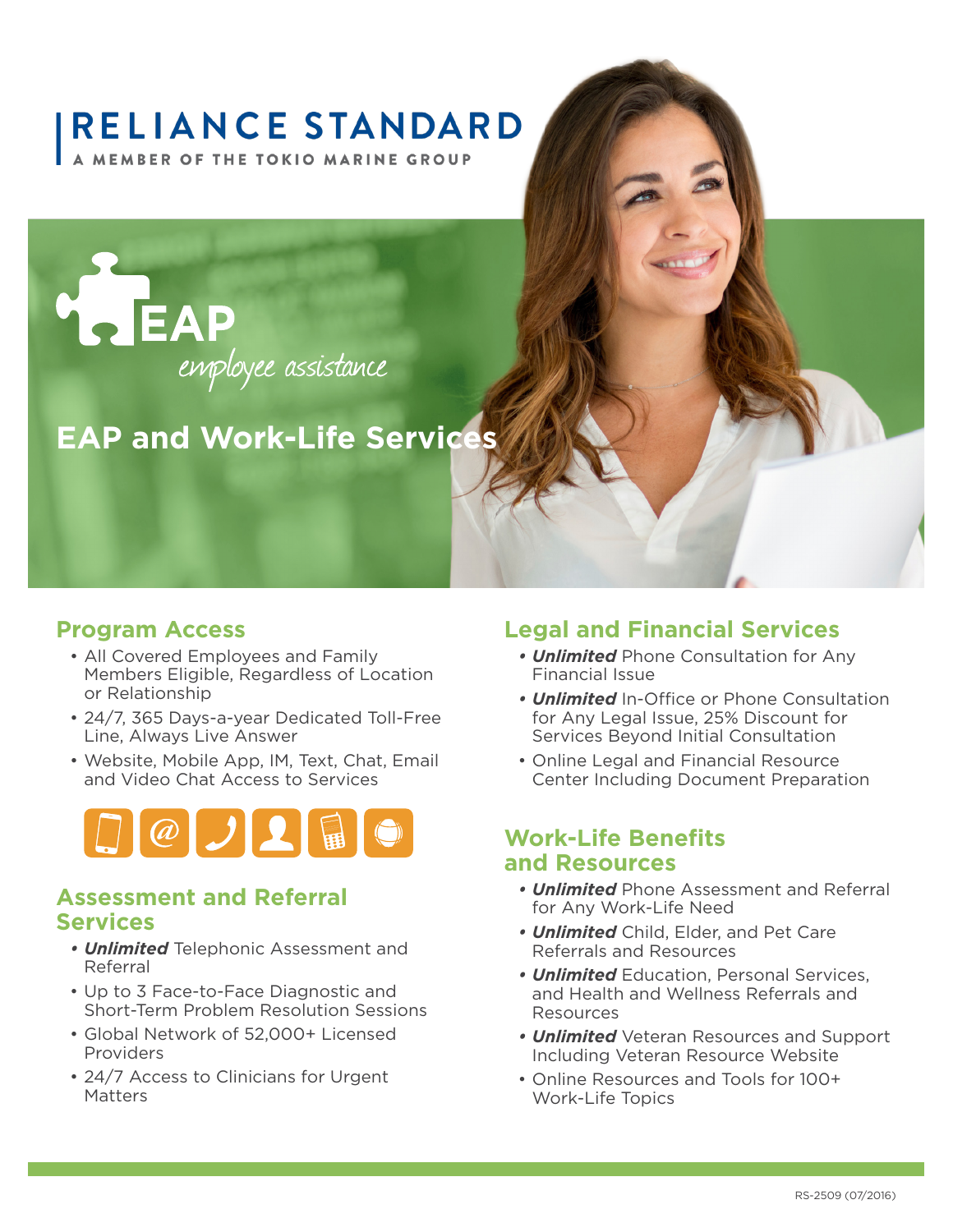# RELIANCE STANDARD

A MEMBER OF THE TOKIO MARINE GROUP

EAP

*employee assistance*

# EAP and Work-Life Services

## Program Access

- All Covered Employees and Family Members Eligible, Regardless of Location or Relationship
- 24/7, 365 Days-a-year Dedicated Toll-Free Line, Always Live Answer
- Website, Mobile App, IM, Text, Chat, Email and Video Chat Access to Services

## Assessment and Referral Services

- ***Unlimited*** Telephonic Assessment and Referral
- Up to 3 Face-to-Face Diagnostic and Short-Term Problem Resolution Sessions
- Global Network of 52,000+ Licensed Providers
- 24/7 Access to Clinicians for Urgent Matters

## Legal and Financial Services

- ***Unlimited*** Phone Consultation for Any Financial Issue
- ***Unlimited*** In-Office or Phone Consultation for Any Legal Issue, 25% Discount for Services Beyond Initial Consultation
- Online Legal and Financial Resource Center Including Document Preparation

## Work-Life Benefits and Resources

- ***Unlimited*** Phone Assessment and Referral for Any Work-Life Need
- ***Unlimited*** Child, Elder, and Pet Care Referrals and Resources
- ***Unlimited*** Education, Personal Services, and Health and Wellness Referrals and Resources
- ***Unlimited*** Veteran Resources and Support Including Veteran Resource Website
- Online Resources and Tools for 100+ Work-Life Topics

RS-2509 (07/2016)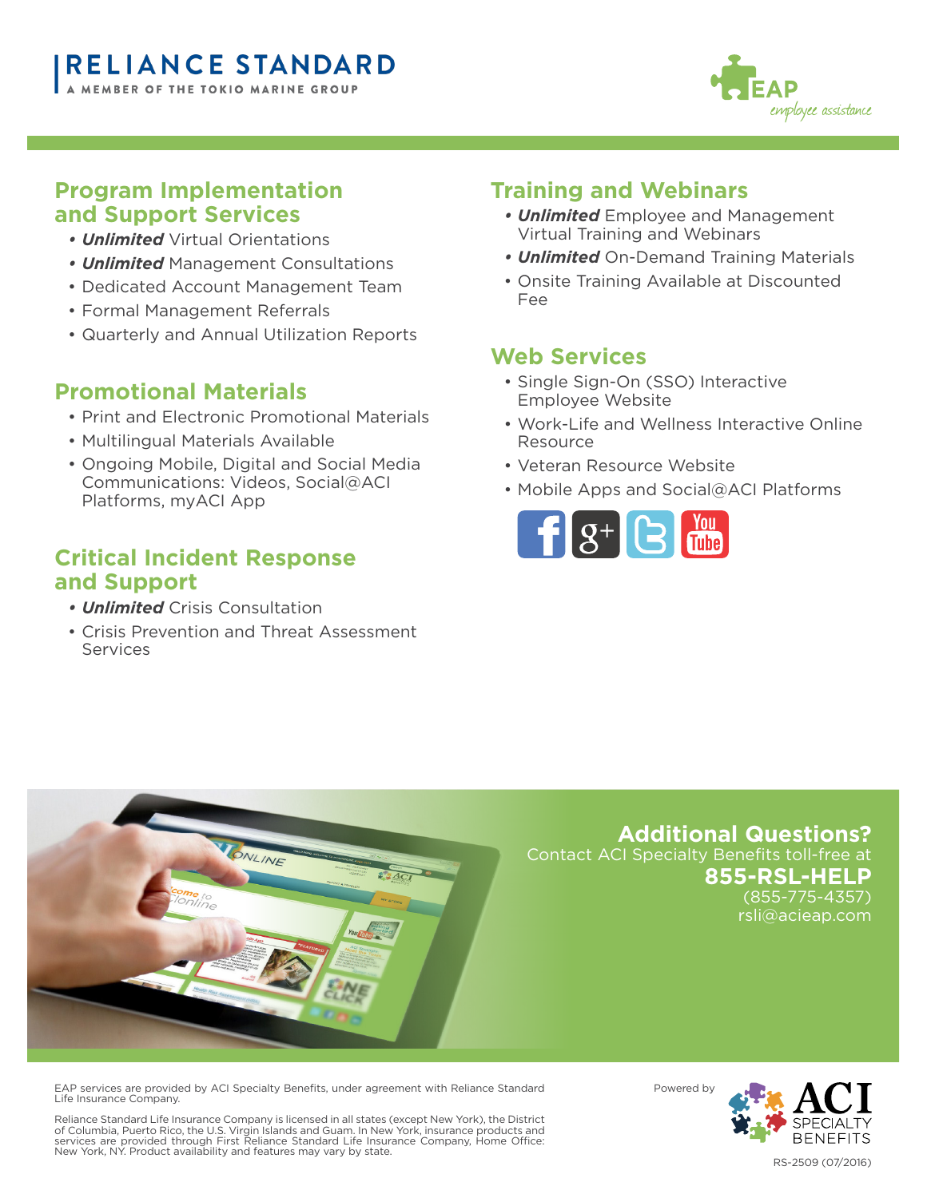RELIANCE STANDARD
A MEMBER OF THE TOKIO MARINE GROUP

EAP employee assistance

## Program Implementation and Support Services

- ***Unlimited*** Virtual Orientations
- ***Unlimited*** Management Consultations
- Dedicated Account Management Team
- Formal Management Referrals
- Quarterly and Annual Utilization Reports

## Promotional Materials

- Print and Electronic Promotional Materials
- Multilingual Materials Available
- Ongoing Mobile, Digital and Social Media Communications: Videos, Social@ACI Platforms, myACI App

## Critical Incident Response and Support

- ***Unlimited*** Crisis Consultation
- Crisis Prevention and Threat Assessment Services

## Training and Webinars

- ***Unlimited*** Employee and Management Virtual Training and Webinars
- ***Unlimited*** On-Demand Training Materials
- Onsite Training Available at Discounted Fee

## Web Services

- Single Sign-On (SSO) Interactive Employee Website
- Work-Life and Wellness Interactive Online Resource
- Veteran Resource Website
- Mobile Apps and Social@ACI Platforms

## Additional Questions?

Contact ACI Specialty Benefits toll-free at

**855-RSL-HELP**
(855-775-4357)
rsli@acieap.com

EAP services are provided by ACI Specialty Benefits, under agreement with Reliance Standard Life Insurance Company.

Reliance Standard Life Insurance Company is licensed in all states (except New York), the District of Columbia, Puerto Rico, the U.S. Virgin Islands and Guam. In New York, insurance products and services are provided through First Reliance Standard Life Insurance Company, Home Office: New York, NY. Product availability and features may vary by state.

Powered by ACI SPECIALTY BENEFITS

RS-2509 (07/2016)